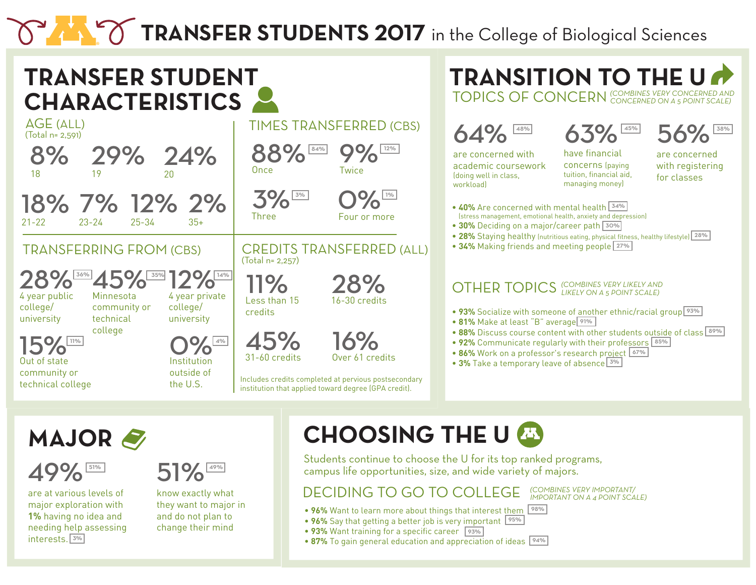# TRANSFER STUDENTS 2017 in the College of Biological Sciences

## TRANSFER STUDENT CHARACTERISTICS

### AGE (ALL)
(Total n= 2,591)

- 8% 18
- 29% 19
- 24% 20
- 18% 21-22
- 7% 23-24
- 12% 25-34
- 2% 35+

### TIMES TRANSFERRED (CBS)

- 88% [84%] Once
- 9% [12%] Twice
- 3% [3%] Three
- 0% [1%] Four or more

### TRANSFERRING FROM (CBS)

- 28% [36%] 4 year public college/ university
- 45% [35%] Minnesota community or technical college
- 12% [14%] 4 year private college/ university
- 15% [11%] Out of state community or technical college
- 0% [4%] Institution outside of the U.S.

### CREDITS TRANSFERRED (ALL)
(Total n= 2,257)

- 11% Less than 15 credits
- 28% 16-30 credits
- 45% 31-60 credits
- 16% Over 61 credits

Includes credits completed at pervious postsecondary institution that applied toward degree (GPA credit).

## TRANSITION TO THE U

### TOPICS OF CONCERN
*(COMBINES VERY CONCERNED AND CONCERNED ON A 5 POINT SCALE)*

- 64% [48%] are concerned with academic coursework (doing well in class, workload)
- 63% [45%] have financial concerns (paying tuition, financial aid, managing money)
- 56% [38%] are concerned with registering for classes

- **40%** Are concerned with mental health [34%] (stress management, emotional health, anxiety and depression)
- **30%** Deciding on a major/career path [30%]
- **28%** Staying healthy (nutritious eating, physical fitness, healthy lifestyle) [28%]
- **34%** Making friends and meeting people [27%]

### OTHER TOPICS
*(COMBINES VERY LIKELY AND LIKELY ON A 5 POINT SCALE)*

- **93%** Socialize with someone of another ethnic/racial group [93%]
- **81%** Make at least "B" average [91%]
- **88%** Discuss course content with other students outside of class [89%]
- **92%** Communicate regularly with their professors [85%]
- **86%** Work on a professor's research project [67%]
- **3%** Take a temporary leave of absence [3%]

## MAJOR

- 49% [51%] are at various levels of major exploration with **1%** having no idea and needing help assessing interests. [3%]
- 51% [49%] know exactly what they want to major in and do not plan to change their mind

## CHOOSING THE U

Students continue to choose the U for its top ranked programs, campus life opportunities, size, and wide variety of majors.

### DECIDING TO GO TO COLLEGE
*(COMBINES VERY IMPORTANT/ IMPORTANT ON A 4 POINT SCALE)*

- **96%** Want to learn more about things that interest them [98%]
- **96%** Say that getting a better job is very important [95%]
- **93%** Want training for a specific career [93%]
- **87%** To gain general education and appreciation of ideas [94%]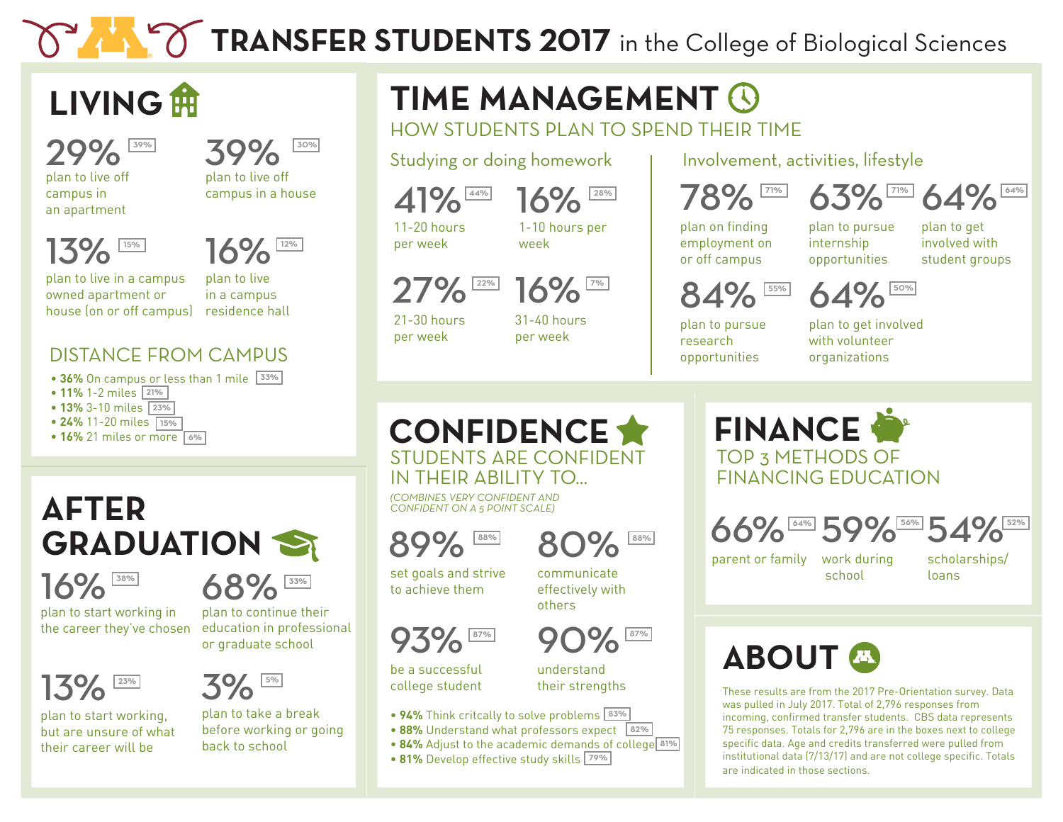# TRANSFER STUDENTS 2017 in the College of Biological Sciences

## LIVING

**29%** [39%] plan to live off campus in an apartment

**39%** [30%] plan to live off campus in a house

**13%** [15%] plan to live in a campus owned apartment or house (on or off campus)

**16%** [12%] plan to live in a campus residence hall

### DISTANCE FROM CAMPUS

- **36%** On campus or less than 1 mile [33%]
- **11%** 1-2 miles [21%]
- **13%** 3-10 miles [23%]
- **24%** 11-20 miles [15%]
- **16%** 21 miles or more [6%]

## AFTER GRADUATION

**16%** [38%] plan to start working in the career they've chosen

**68%** [33%] plan to continue their education in professional or graduate school

**13%** [23%] plan to start working, but are unsure of what their career will be

**3%** [5%] plan to take a break before working or going back to school

## TIME MANAGEMENT

### HOW STUDENTS PLAN TO SPEND THEIR TIME

#### Studying or doing homework

**41%** [44%] 11-20 hours per week

**16%** [28%] 1-10 hours per week

**27%** [22%] 21-30 hours per week

**16%** [7%] 31-40 hours per week

#### Involvement, activities, lifestyle

**78%** [71%] plan on finding employment on or off campus

**63%** [71%] plan to pursue internship opportunities

**64%** [64%] plan to get involved with student groups

**84%** [55%] plan to pursue research opportunities

**64%** [50%] plan to get involved with volunteer organizations

## CONFIDENCE

### STUDENTS ARE CONFIDENT IN THEIR ABILITY TO...

*(COMBINES VERY CONFIDENT AND CONFIDENT ON A 5 POINT SCALE)*

**89%** [88%] set goals and strive to achieve them

**80%** [88%] communicate effectively with others

**93%** [87%] be a successful college student

**90%** [87%] understand their strengths

- **94%** Think critcally to solve problems [83%]
- **88%** Understand what professors expect [82%]
- **84%** Adjust to the academic demands of college [81%]
- **81%** Develop effective study skills [79%]

## FINANCE

### TOP 3 METHODS OF FINANCING EDUCATION

**66%** [64%] parent or family

**59%** [56%] work during school

**54%** [52%] scholarships/ loans

## ABOUT

These results are from the 2017 Pre-Orientation survey. Data was pulled in July 2017. Total of 2,796 responses from incoming, confirmed transfer students. CBS data represents 75 responses. Totals for 2,796 are in the boxes next to college specific data. Age and credits transferred were pulled from institutional data (7/13/17) and are not college specific. Totals are indicated in those sections.